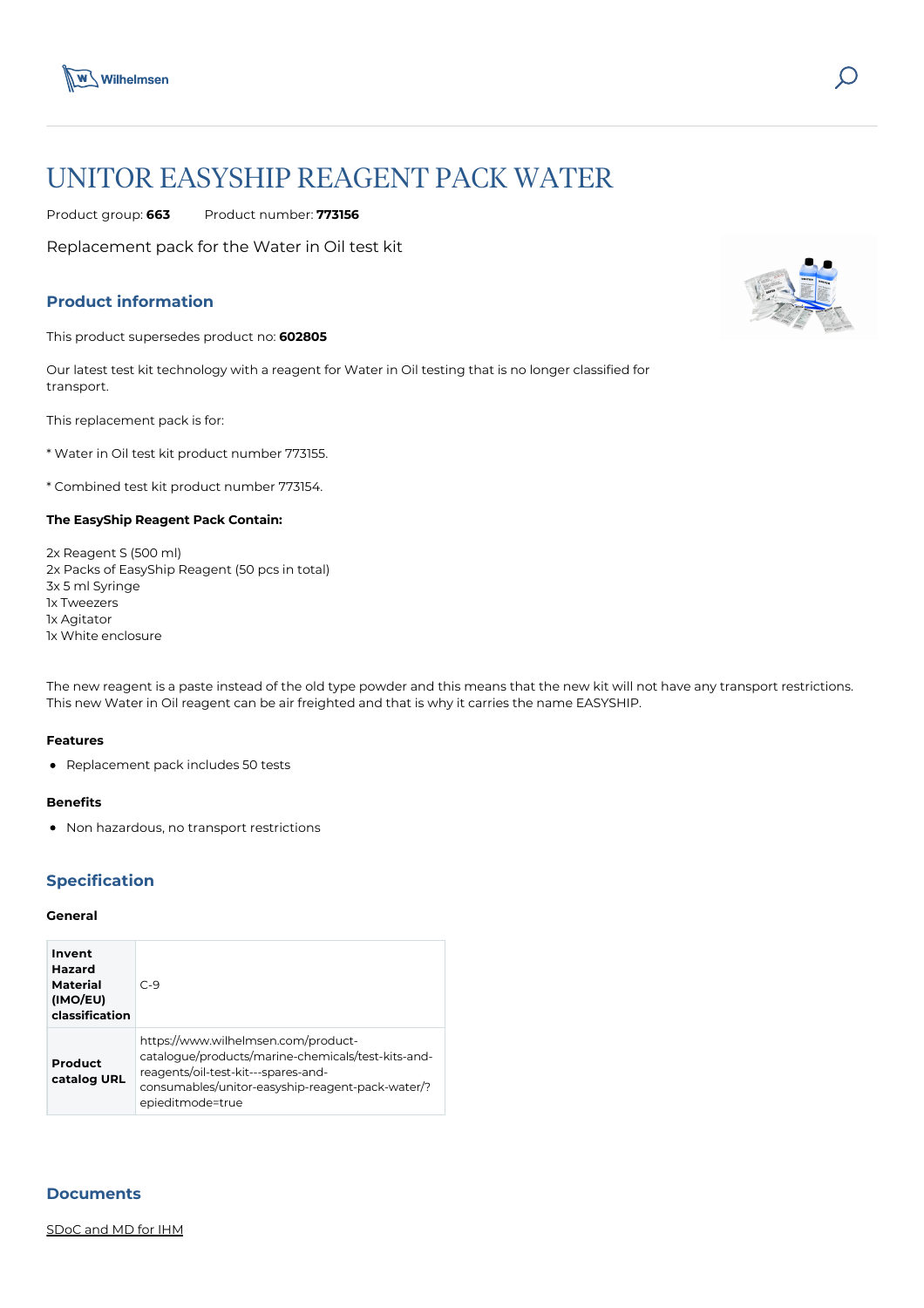# UNITOR EASYSHIP REAGENT PACK WATER

Product group: **663** Product number: **773156**

Replacement pack for the Water in Oil test kit

## Product information

This product supersedes product no: **602805**

Our latest test kit technology with a reagent for Water in Oil testing that is no longer classified for transport.

This replacement pack is for:

* Water in Oil test kit product number 773155.

* Combined test kit product number 773154.

**The EasyShip Reagent Pack Contain:**

2x Reagent S (500 ml)
2x Packs of EasyShip Reagent (50 pcs in total)
3x 5 ml Syringe
1x Tweezers
1x Agitator
1x White enclosure

The new reagent is a paste instead of the old type powder and this means that the new kit will not have any transport restrictions. This new Water in Oil reagent can be air freighted and that is why it carries the name EASYSHIP.

#### Features

- Replacement pack includes 50 tests

#### Benefits

- Non hazardous, no transport restrictions

## Specification

#### General

| | |
|---|---|
| **Invent Hazard Material (IMO/EU) classification** | C-9 |
| **Product catalog URL** | https://www.wilhelmsen.com/product-catalogue/products/marine-chemicals/test-kits-and-reagents/oil-test-kit---spares-and-consumables/unitor-easyship-reagent-pack-water/?epieditmode=true |

## Documents

SDoC and MD for IHM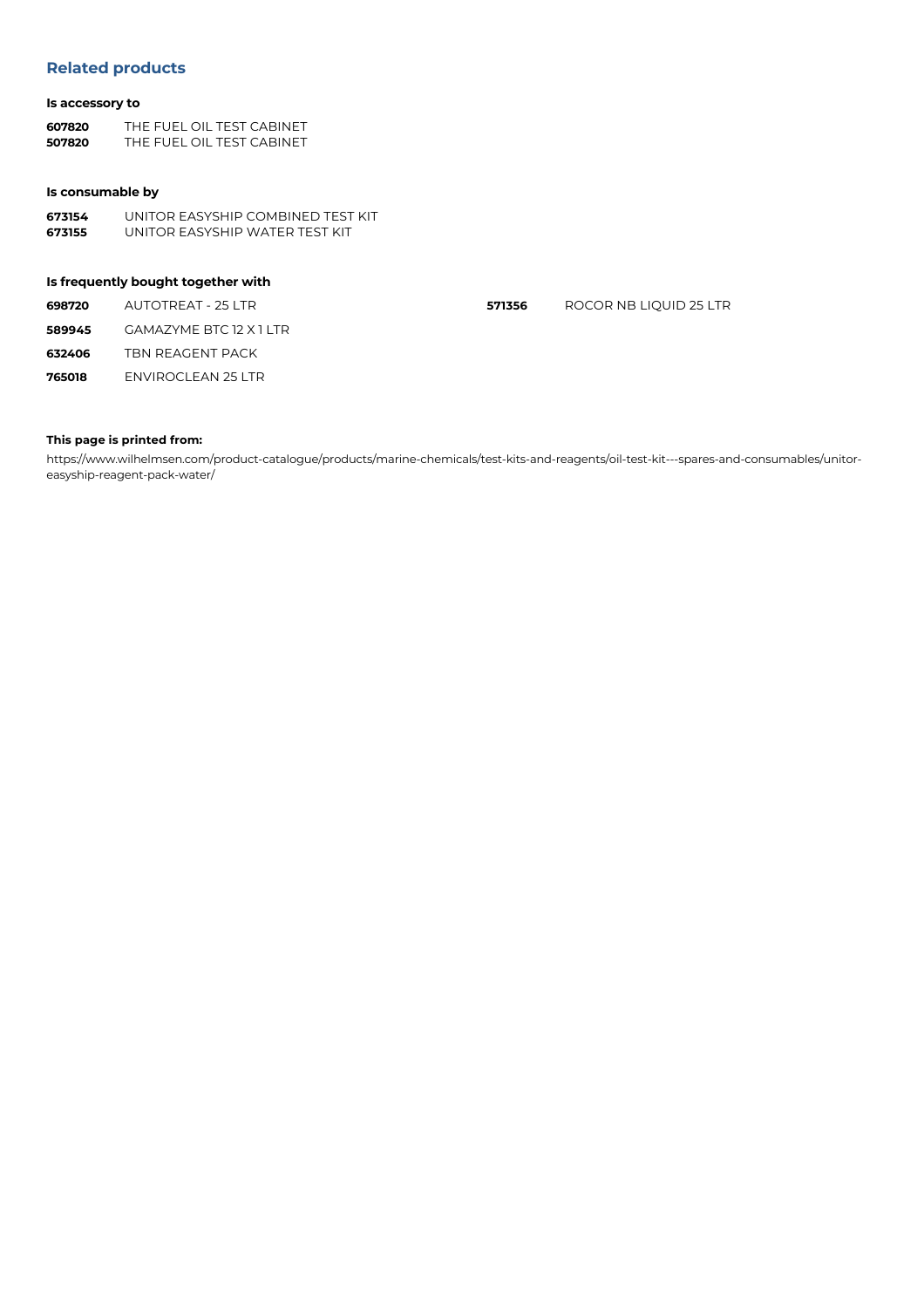## Related products

### Is accessory to

**607820** THE FUEL OIL TEST CABINET
**507820** THE FUEL OIL TEST CABINET

### Is consumable by

**673154** UNITOR EASYSHIP COMBINED TEST KIT
**673155** UNITOR EASYSHIP WATER TEST KIT

### Is frequently bought together with

**698720** AUTOTREAT - 25 LTR

**589945** GAMAZYME BTC 12 X 1 LTR

**632406** TBN REAGENT PACK

**765018** ENVIROCLEAN 25 LTR

**571356** ROCOR NB LIQUID 25 LTR

**This page is printed from:**

https://www.wilhelmsen.com/product-catalogue/products/marine-chemicals/test-kits-and-reagents/oil-test-kit---spares-and-consumables/unitor-easyship-reagent-pack-water/